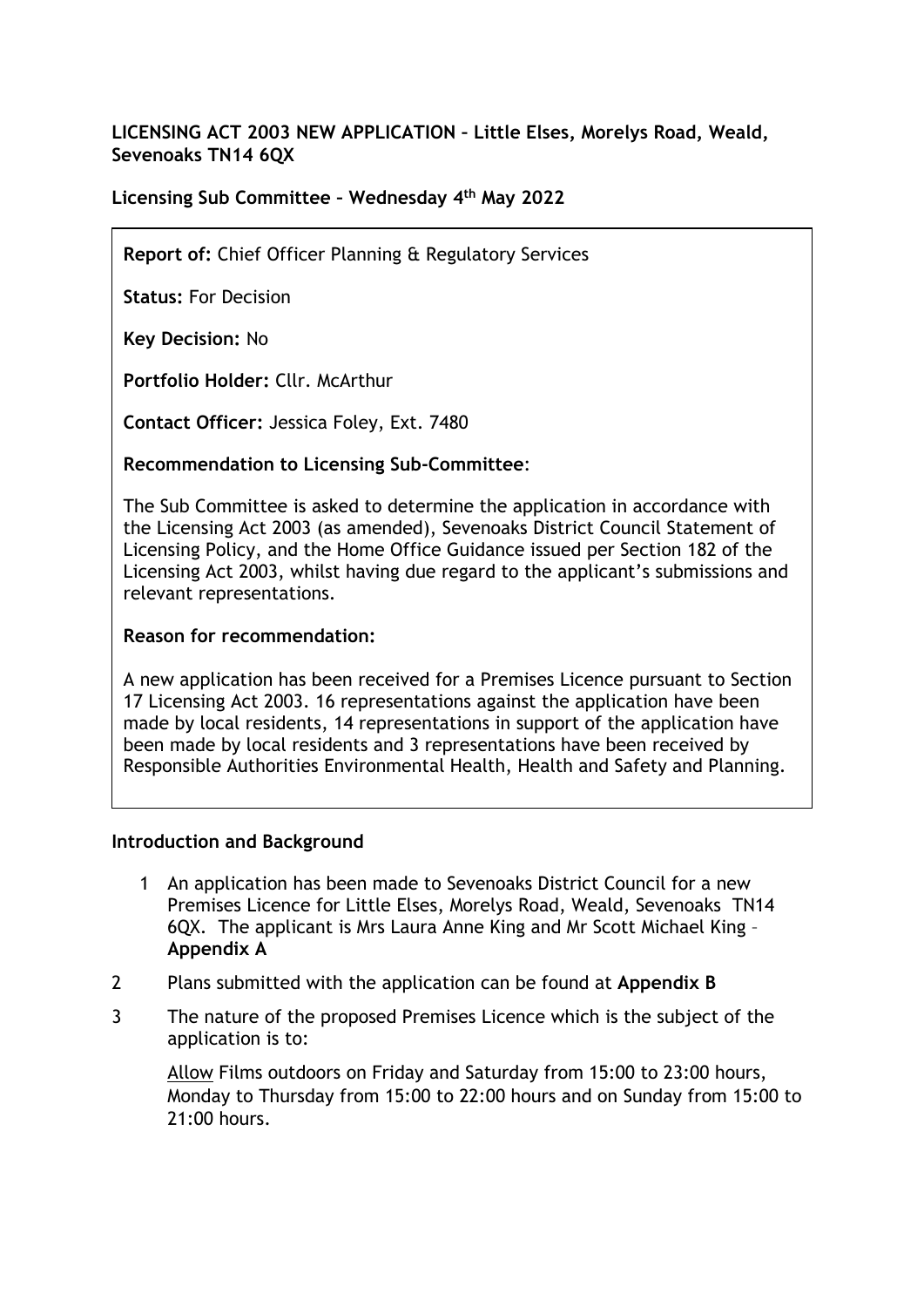**LICENSING ACT 2003 NEW APPLICATION – Little Elses, Morelys Road, Weald, Sevenoaks TN14 6QX**

**Licensing Sub Committee – Wednesday 4th May 2022**

**Report of:** Chief Officer Planning & Regulatory Services

**Status:** For Decision

**Key Decision:** No

**Portfolio Holder:** Cllr. McArthur

**Contact Officer:** Jessica Foley, Ext. 7480

**Recommendation to Licensing Sub-Committee**:

The Sub Committee is asked to determine the application in accordance with the Licensing Act 2003 (as amended), Sevenoaks District Council Statement of Licensing Policy, and the Home Office Guidance issued per Section 182 of the Licensing Act 2003, whilst having due regard to the applicant's submissions and relevant representations.

**Reason for recommendation:**

A new application has been received for a Premises Licence pursuant to Section 17 Licensing Act 2003. 16 representations against the application have been made by local residents, 14 representations in support of the application have been made by local residents and 3 representations have been received by Responsible Authorities Environmental Health, Health and Safety and Planning.

**Introduction and Background**

1 An application has been made to Sevenoaks District Council for a new Premises Licence for Little Elses, Morelys Road, Weald, Sevenoaks TN14 6QX. The applicant is Mrs Laura Anne King and Mr Scott Michael King – **Appendix A**

2 Plans submitted with the application can be found at **Appendix B**

3 The nature of the proposed Premises Licence which is the subject of the application is to:

Allow Films outdoors on Friday and Saturday from 15:00 to 23:00 hours, Monday to Thursday from 15:00 to 22:00 hours and on Sunday from 15:00 to 21:00 hours.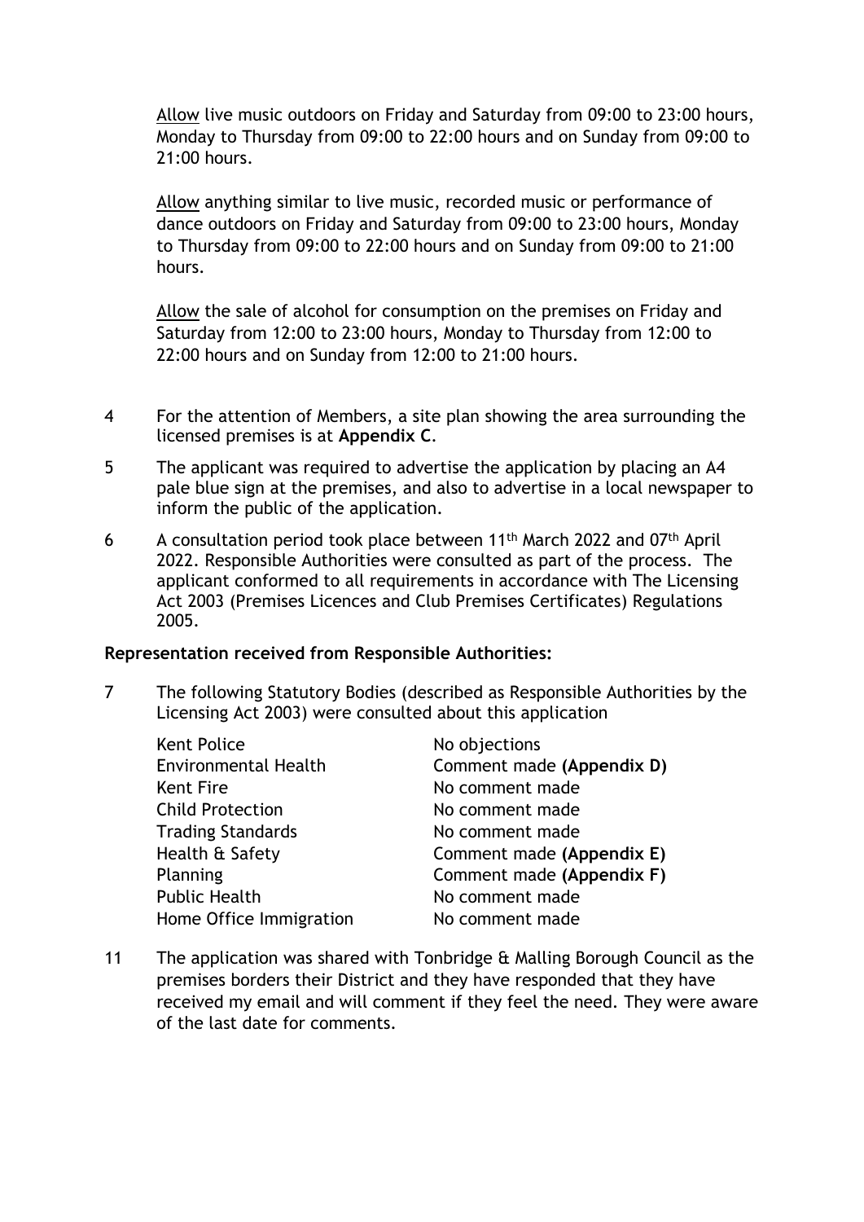<u>Allow</u> live music outdoors on Friday and Saturday from 09:00 to 23:00 hours, Monday to Thursday from 09:00 to 22:00 hours and on Sunday from 09:00 to 21:00 hours.

<u>Allow</u> anything similar to live music, recorded music or performance of dance outdoors on Friday and Saturday from 09:00 to 23:00 hours, Monday to Thursday from 09:00 to 22:00 hours and on Sunday from 09:00 to 21:00 hours.

<u>Allow</u> the sale of alcohol for consumption on the premises on Friday and Saturday from 12:00 to 23:00 hours, Monday to Thursday from 12:00 to 22:00 hours and on Sunday from 12:00 to 21:00 hours.

4 For the attention of Members, a site plan showing the area surrounding the licensed premises is at **Appendix C**.

5 The applicant was required to advertise the application by placing an A4 pale blue sign at the premises, and also to advertise in a local newspaper to inform the public of the application.

6 A consultation period took place between 11th March 2022 and 07th April 2022. Responsible Authorities were consulted as part of the process. The applicant conformed to all requirements in accordance with The Licensing Act 2003 (Premises Licences and Club Premises Certificates) Regulations 2005.

**Representation received from Responsible Authorities:**

7 The following Statutory Bodies (described as Responsible Authorities by the Licensing Act 2003) were consulted about this application

| | |
|---|---|
| Kent Police | No objections |
| Environmental Health | Comment made **(Appendix D)** |
| Kent Fire | No comment made |
| Child Protection | No comment made |
| Trading Standards | No comment made |
| Health & Safety | Comment made **(Appendix E)** |
| Planning | Comment made **(Appendix F)** |
| Public Health | No comment made |
| Home Office Immigration | No comment made |

11 The application was shared with Tonbridge & Malling Borough Council as the premises borders their District and they have responded that they have received my email and will comment if they feel the need. They were aware of the last date for comments.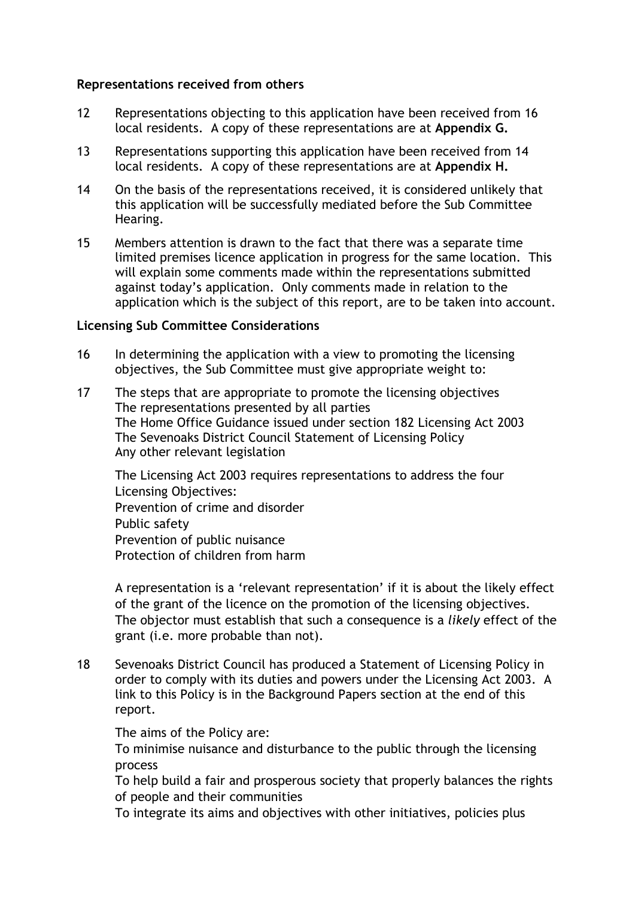**Representations received from others**

12 Representations objecting to this application have been received from 16 local residents. A copy of these representations are at **Appendix G.**

13 Representations supporting this application have been received from 14 local residents. A copy of these representations are at **Appendix H.**

14 On the basis of the representations received, it is considered unlikely that this application will be successfully mediated before the Sub Committee Hearing.

15 Members attention is drawn to the fact that there was a separate time limited premises licence application in progress for the same location. This will explain some comments made within the representations submitted against today's application. Only comments made in relation to the application which is the subject of this report, are to be taken into account.

**Licensing Sub Committee Considerations**

16 In determining the application with a view to promoting the licensing objectives, the Sub Committee must give appropriate weight to:

17 The steps that are appropriate to promote the licensing objectives
The representations presented by all parties
The Home Office Guidance issued under section 182 Licensing Act 2003
The Sevenoaks District Council Statement of Licensing Policy
Any other relevant legislation

The Licensing Act 2003 requires representations to address the four Licensing Objectives:
Prevention of crime and disorder
Public safety
Prevention of public nuisance
Protection of children from harm

A representation is a 'relevant representation' if it is about the likely effect of the grant of the licence on the promotion of the licensing objectives. The objector must establish that such a consequence is a *likely* effect of the grant (i.e. more probable than not).

18 Sevenoaks District Council has produced a Statement of Licensing Policy in order to comply with its duties and powers under the Licensing Act 2003. A link to this Policy is in the Background Papers section at the end of this report.

The aims of the Policy are:
To minimise nuisance and disturbance to the public through the licensing process
To help build a fair and prosperous society that properly balances the rights of people and their communities
To integrate its aims and objectives with other initiatives, policies plus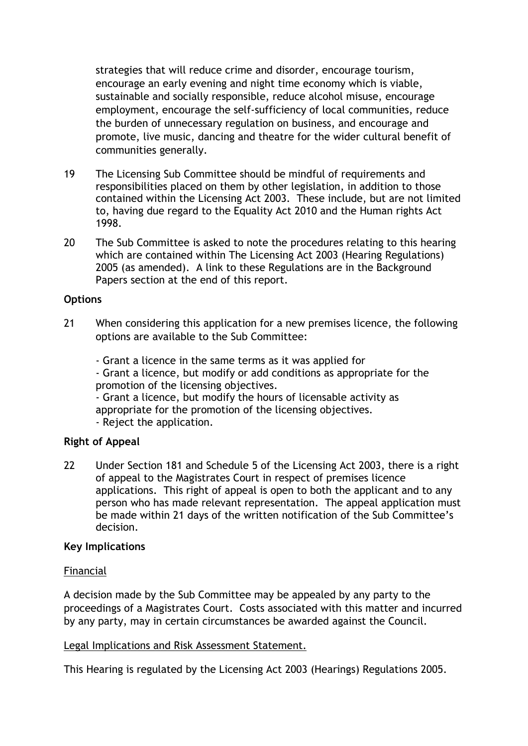strategies that will reduce crime and disorder, encourage tourism, encourage an early evening and night time economy which is viable, sustainable and socially responsible, reduce alcohol misuse, encourage employment, encourage the self-sufficiency of local communities, reduce the burden of unnecessary regulation on business, and encourage and promote, live music, dancing and theatre for the wider cultural benefit of communities generally.

19 The Licensing Sub Committee should be mindful of requirements and responsibilities placed on them by other legislation, in addition to those contained within the Licensing Act 2003. These include, but are not limited to, having due regard to the Equality Act 2010 and the Human rights Act 1998.

20 The Sub Committee is asked to note the procedures relating to this hearing which are contained within The Licensing Act 2003 (Hearing Regulations) 2005 (as amended). A link to these Regulations are in the Background Papers section at the end of this report.

**Options**

21 When considering this application for a new premises licence, the following options are available to the Sub Committee:

- Grant a licence in the same terms as it was applied for
- Grant a licence, but modify or add conditions as appropriate for the promotion of the licensing objectives.
- Grant a licence, but modify the hours of licensable activity as appropriate for the promotion of the licensing objectives.
- Reject the application.

**Right of Appeal**

22 Under Section 181 and Schedule 5 of the Licensing Act 2003, there is a right of appeal to the Magistrates Court in respect of premises licence applications. This right of appeal is open to both the applicant and to any person who has made relevant representation. The appeal application must be made within 21 days of the written notification of the Sub Committee's decision.

**Key Implications**

Financial

A decision made by the Sub Committee may be appealed by any party to the proceedings of a Magistrates Court. Costs associated with this matter and incurred by any party, may in certain circumstances be awarded against the Council.

Legal Implications and Risk Assessment Statement.

This Hearing is regulated by the Licensing Act 2003 (Hearings) Regulations 2005.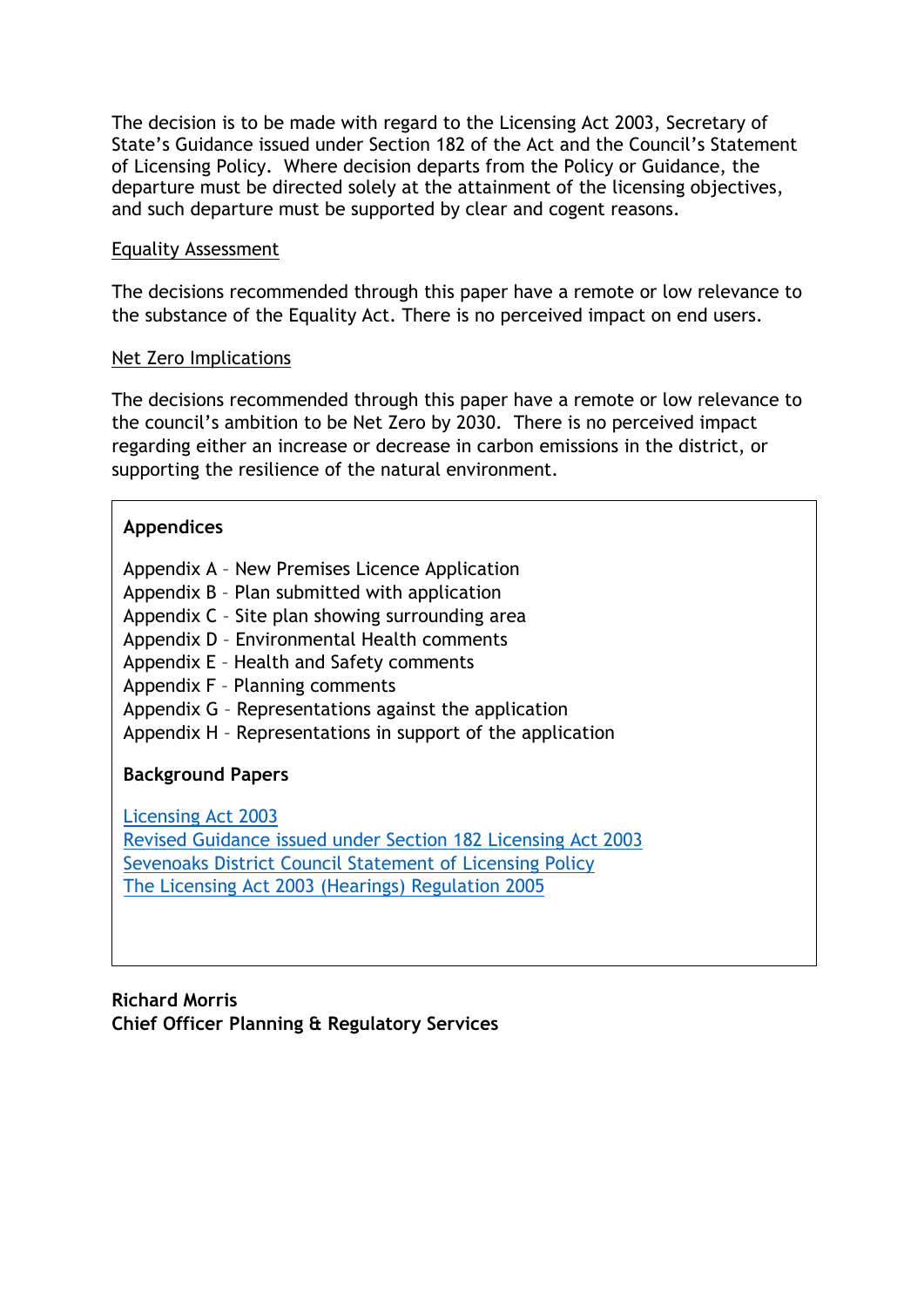The decision is to be made with regard to the Licensing Act 2003, Secretary of State's Guidance issued under Section 182 of the Act and the Council's Statement of Licensing Policy. Where decision departs from the Policy or Guidance, the departure must be directed solely at the attainment of the licensing objectives, and such departure must be supported by clear and cogent reasons.

Equality Assessment

The decisions recommended through this paper have a remote or low relevance to the substance of the Equality Act. There is no perceived impact on end users.

Net Zero Implications

The decisions recommended through this paper have a remote or low relevance to the council's ambition to be Net Zero by 2030. There is no perceived impact regarding either an increase or decrease in carbon emissions in the district, or supporting the resilience of the natural environment.

**Appendices**

Appendix A – New Premises Licence Application
Appendix B – Plan submitted with application
Appendix C – Site plan showing surrounding area
Appendix D – Environmental Health comments
Appendix E – Health and Safety comments
Appendix F – Planning comments
Appendix G – Representations against the application
Appendix H – Representations in support of the application

**Background Papers**

Licensing Act 2003
Revised Guidance issued under Section 182 Licensing Act 2003
Sevenoaks District Council Statement of Licensing Policy
The Licensing Act 2003 (Hearings) Regulation 2005

**Richard Morris**
**Chief Officer Planning & Regulatory Services**